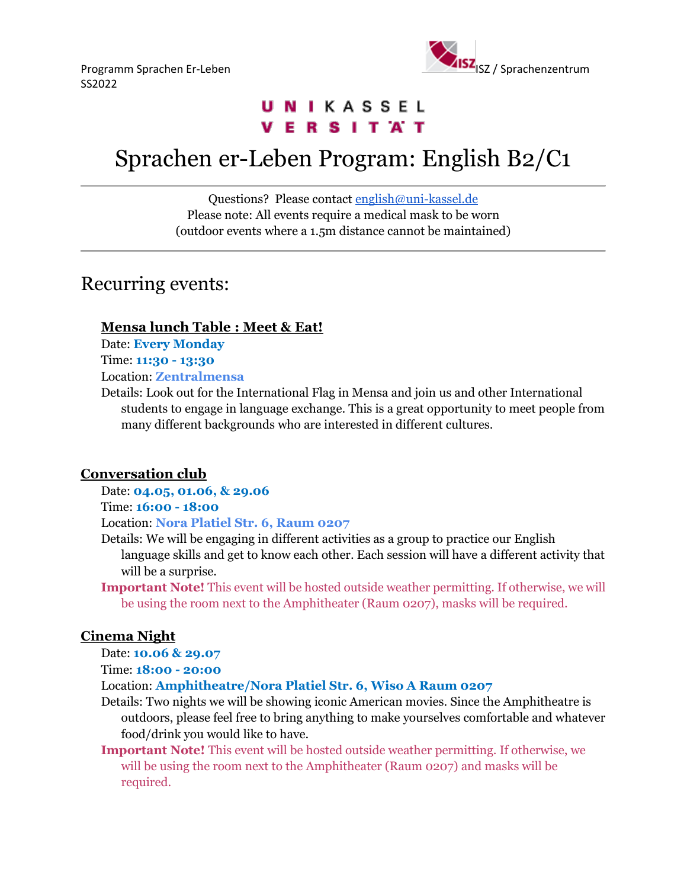Programm Sprachen Er-Leben
SS2022

ISZ / Sprachenzentrum

UNIKASSEL VERSITÄT

# Sprachen er-Leben Program: English B2/C1

Questions? Please contact english@uni-kassel.de
Please note: All events require a medical mask to be worn
(outdoor events where a 1.5m distance cannot be maintained)

## Recurring events:

### Mensa lunch Table : Meet & Eat!

Date: **Every Monday**
Time: **11:30 - 13:30**
Location: **Zentralmensa**
Details: Look out for the International Flag in Mensa and join us and other International students to engage in language exchange. This is a great opportunity to meet people from many different backgrounds who are interested in different cultures.

### Conversation club

Date: **04.05, 01.06, & 29.06**
Time: **16:00 - 18:00**
Location: **Nora Platiel Str. 6, Raum 0207**
Details: We will be engaging in different activities as a group to practice our English language skills and get to know each other. Each session will have a different activity that will be a surprise.
**Important Note!** This event will be hosted outside weather permitting. If otherwise, we will be using the room next to the Amphitheater (Raum 0207), masks will be required.

### Cinema Night

Date: **10.06 & 29.07**
Time: **18:00 - 20:00**
Location: **Amphitheatre/Nora Platiel Str. 6, Wiso A Raum 0207**
Details: Two nights we will be showing iconic American movies. Since the Amphitheatre is outdoors, please feel free to bring anything to make yourselves comfortable and whatever food/drink you would like to have.
**Important Note!** This event will be hosted outside weather permitting. If otherwise, we will be using the room next to the Amphitheater (Raum 0207) and masks will be required.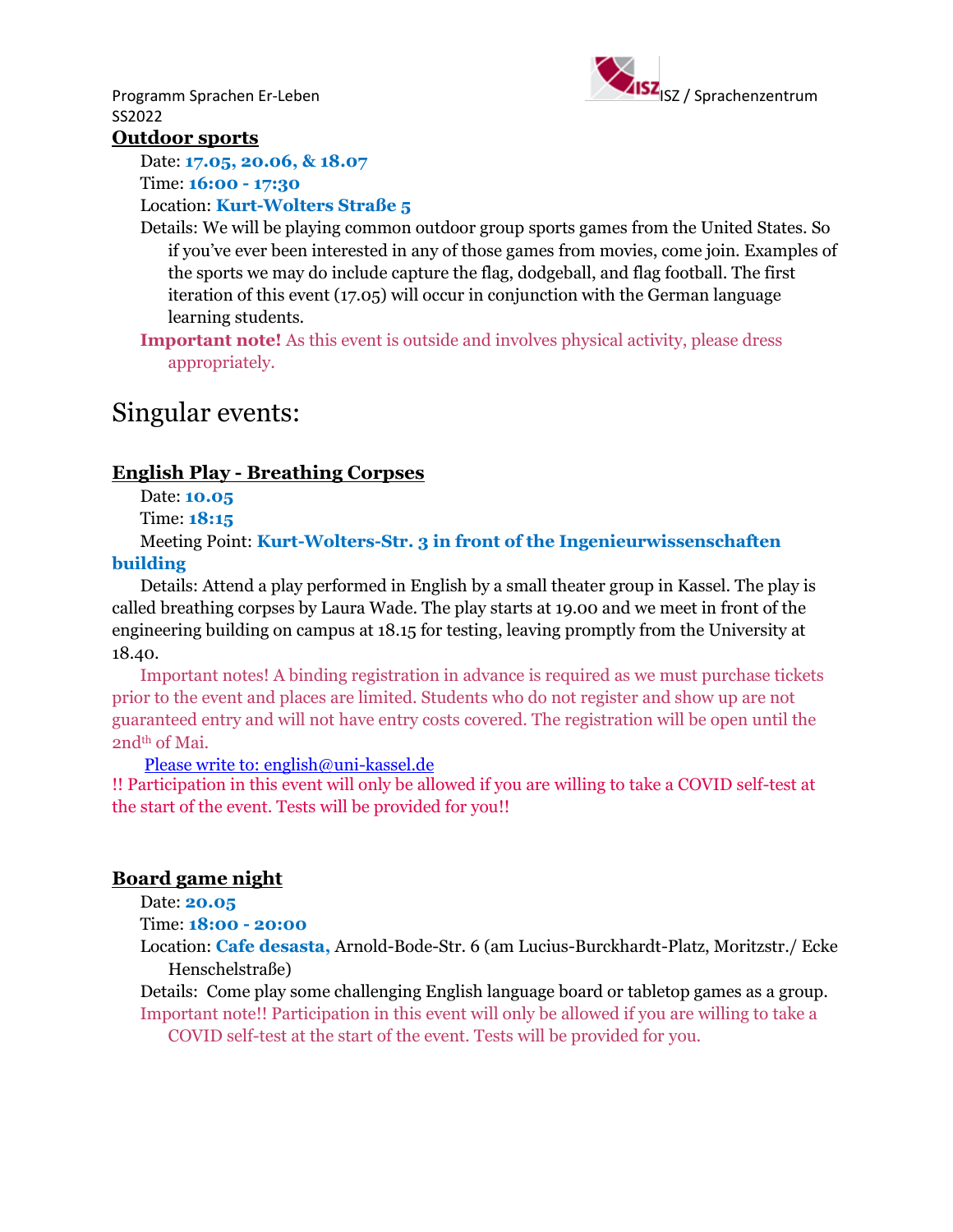## Outdoor sports

Date: **17.05, 20.06, & 18.07**

Time: **16:00 - 17:30**

Location: **Kurt-Wolters Straße 5**

Details: We will be playing common outdoor group sports games from the United States. So if you've ever been interested in any of those games from movies, come join. Examples of the sports we may do include capture the flag, dodgeball, and flag football. The first iteration of this event (17.05) will occur in conjunction with the German language learning students.

**Important note!** As this event is outside and involves physical activity, please dress appropriately.

# Singular events:

## English Play - Breathing Corpses

Date: **10.05**

Time: **18:15**

Meeting Point: **Kurt-Wolters-Str. 3 in front of the Ingenieurwissenschaften building**

Details: Attend a play performed in English by a small theater group in Kassel. The play is called breathing corpses by Laura Wade. The play starts at 19.00 and we meet in front of the engineering building on campus at 18.15 for testing, leaving promptly from the University at 18.40.

Important notes! A binding registration in advance is required as we must purchase tickets prior to the event and places are limited. Students who do not register and show up are not guaranteed entry and will not have entry costs covered. The registration will be open until the 2nd of Mai.

Please write to: english@uni-kassel.de

!! Participation in this event will only be allowed if you are willing to take a COVID self-test at the start of the event. Tests will be provided for you!!

## Board game night

Date: **20.05**

Time: **18:00 - 20:00**

Location: **Cafe desasta,** Arnold-Bode-Str. 6 (am Lucius-Burckhardt-Platz, Moritzstr./ Ecke Henschelstraße)

Details: Come play some challenging English language board or tabletop games as a group.

Important note!! Participation in this event will only be allowed if you are willing to take a COVID self-test at the start of the event. Tests will be provided for you.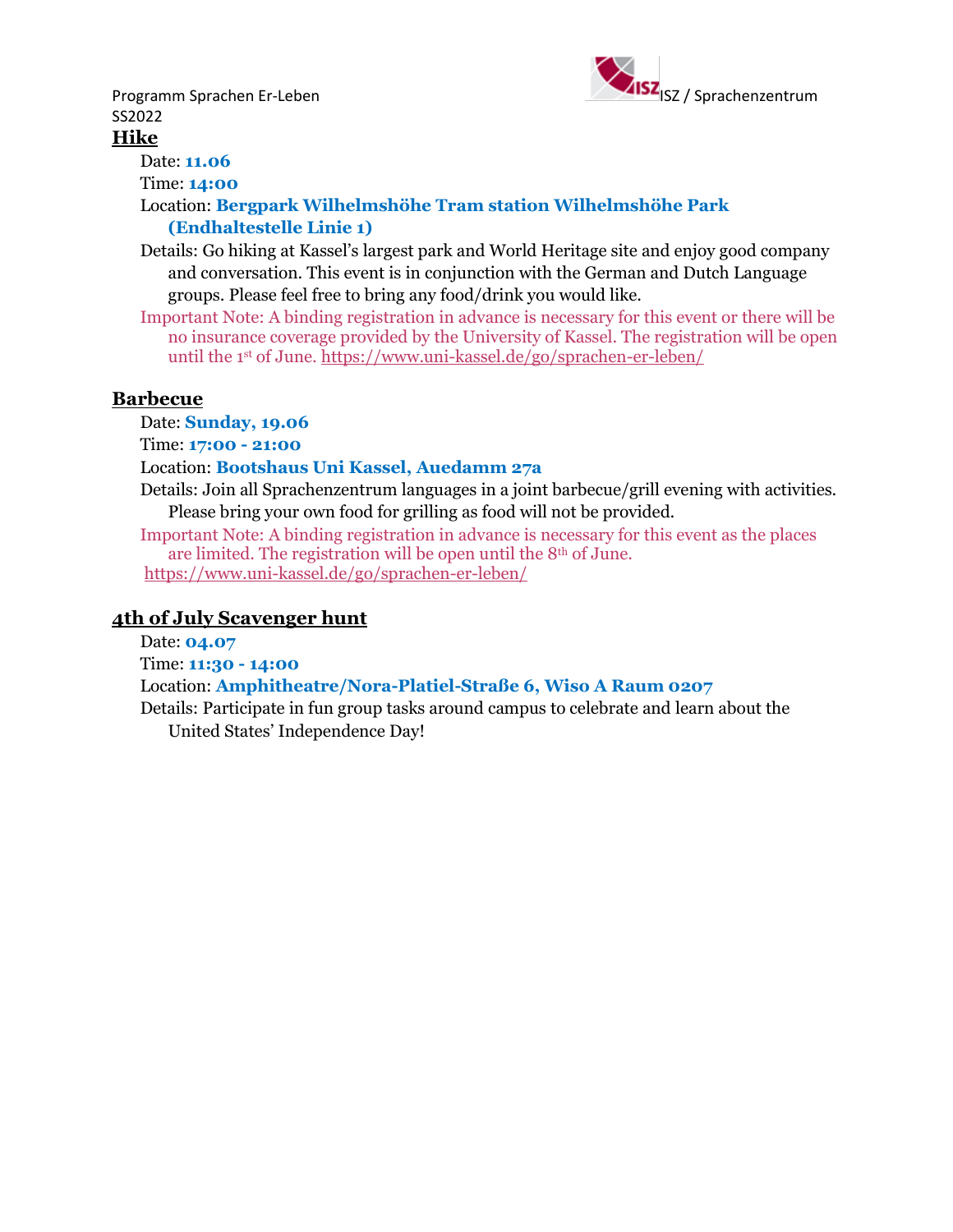## Hike

Date: **11.06**

Time: **14:00**

Location: **Bergpark Wilhelmshöhe Tram station Wilhelmshöhe Park (Endhaltestelle Linie 1)**

Details: Go hiking at Kassel's largest park and World Heritage site and enjoy good company and conversation. This event is in conjunction with the German and Dutch Language groups. Please feel free to bring any food/drink you would like.

Important Note: A binding registration in advance is necessary for this event or there will be no insurance coverage provided by the University of Kassel. The registration will be open until the 1st of June. https://www.uni-kassel.de/go/sprachen-er-leben/

## Barbecue

Date: **Sunday, 19.06**

Time: **17:00 - 21:00**

Location: **Bootshaus Uni Kassel, Auedamm 27a**

Details: Join all Sprachenzentrum languages in a joint barbecue/grill evening with activities. Please bring your own food for grilling as food will not be provided.

Important Note: A binding registration in advance is necessary for this event as the places are limited. The registration will be open until the 8th of June. https://www.uni-kassel.de/go/sprachen-er-leben/

## 4th of July Scavenger hunt

Date: **04.07**

Time: **11:30 - 14:00**

Location: **Amphitheatre/Nora-Platiel-Straße 6, Wiso A Raum 0207**

Details: Participate in fun group tasks around campus to celebrate and learn about the United States' Independence Day!